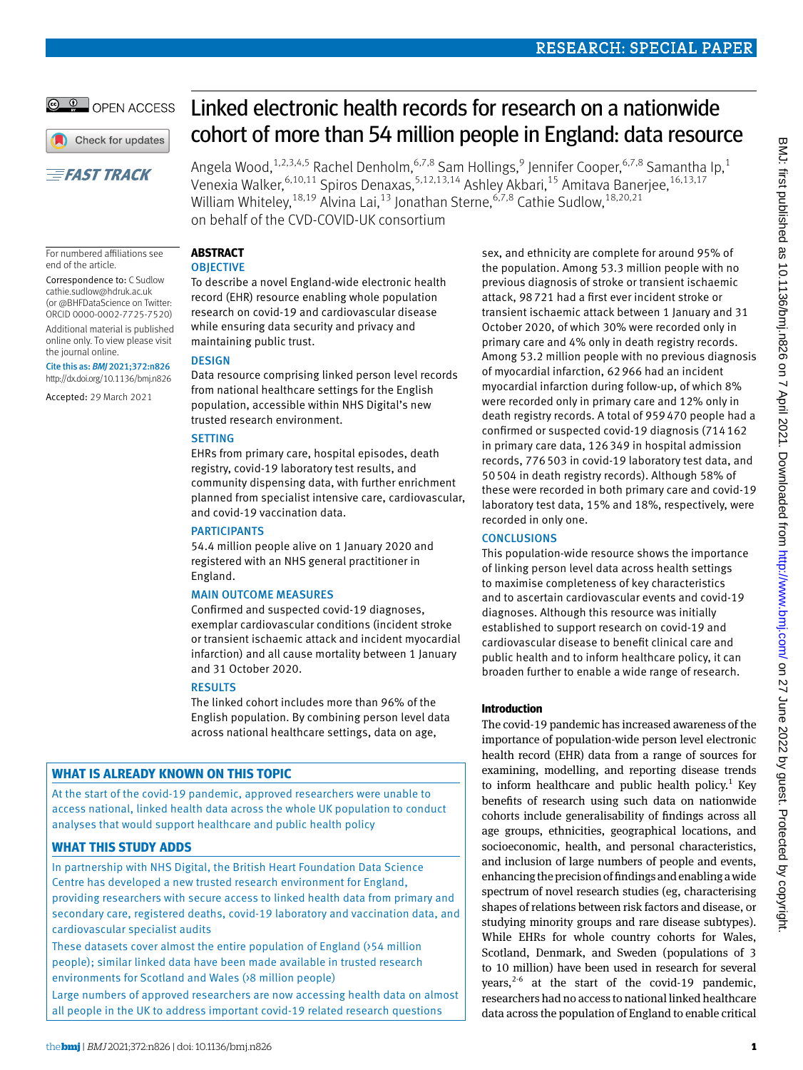# Linked electronic health records for research on a nationwide cohort of more than 54 million people in England: data resource

Angela Wood,[1,2,3,4,5] Rachel Denholm,[6,7,8] Sam Hollings,[9] Jennifer Cooper,[6,7,8] Samantha Ip,[1] Venexia Walker,[6,10,11] Spiros Denaxas,[5,12,13,14] Ashley Akbari,[15] Amitava Banerjee,[16,13,17] William Whiteley,[18,19] Alvina Lai,[13] Jonathan Sterne,[6,7,8] Cathie Sudlow,[18,20,21] on behalf of the CVD-COVID-UK consortium

For numbered affiliations see end of the article.

Correspondence to: C Sudlow cathie.sudlow@hdruk.ac.uk (or @BHFDataScience on Twitter: ORCID 0000-0002-7725-7520)

Additional material is published online only. To view please visit the journal online.

Cite this as: *BMJ* 2021;372:n826
http://dx.doi.org/10.1136/bmj.n826

Accepted: 29 March 2021

## ABSTRACT

### OBJECTIVE

To describe a novel England-wide electronic health record (EHR) resource enabling whole population research on covid-19 and cardiovascular disease while ensuring data security and privacy and maintaining public trust.

### DESIGN

Data resource comprising linked person level records from national healthcare settings for the English population, accessible within NHS Digital's new trusted research environment.

### SETTING

EHRs from primary care, hospital episodes, death registry, covid-19 laboratory test results, and community dispensing data, with further enrichment planned from specialist intensive care, cardiovascular, and covid-19 vaccination data.

### PARTICIPANTS

54.4 million people alive on 1 January 2020 and registered with an NHS general practitioner in England.

### MAIN OUTCOME MEASURES

Confirmed and suspected covid-19 diagnoses, exemplar cardiovascular conditions (incident stroke or transient ischaemic attack and incident myocardial infarction) and all cause mortality between 1 January and 31 October 2020.

### RESULTS

The linked cohort includes more than 96% of the English population. By combining person level data across national healthcare settings, data on age, sex, and ethnicity are complete for around 95% of the population. Among 53.3 million people with no previous diagnosis of stroke or transient ischaemic attack, 98 721 had a first ever incident stroke or transient ischaemic attack between 1 January and 31 October 2020, of which 30% were recorded only in primary care and 4% only in death registry records. Among 53.2 million people with no previous diagnosis of myocardial infarction, 62 966 had an incident myocardial infarction during follow-up, of which 8% were recorded only in primary care and 12% only in death registry records. A total of 959 470 people had a confirmed or suspected covid-19 diagnosis (714 162 in primary care data, 126 349 in hospital admission records, 776 503 in covid-19 laboratory test data, and 50 504 in death registry records). Although 58% of these were recorded in both primary care and covid-19 laboratory test data, 15% and 18%, respectively, were recorded in only one.

### CONCLUSIONS

This population-wide resource shows the importance of linking person level data across health settings to maximise completeness of key characteristics and to ascertain cardiovascular events and covid-19 diagnoses. Although this resource was initially established to support research on covid-19 and cardiovascular disease to benefit clinical care and public health and to inform healthcare policy, it can broaden further to enable a wide range of research.

### WHAT IS ALREADY KNOWN ON THIS TOPIC

At the start of the covid-19 pandemic, approved researchers were unable to access national, linked health data across the whole UK population to conduct analyses that would support healthcare and public health policy

### WHAT THIS STUDY ADDS

In partnership with NHS Digital, the British Heart Foundation Data Science Centre has developed a new trusted research environment for England, providing researchers with secure access to linked health data from primary and secondary care, registered deaths, covid-19 laboratory and vaccination data, and cardiovascular specialist audits

These datasets cover almost the entire population of England (>54 million people); similar linked data have been made available in trusted research environments for Scotland and Wales (>8 million people)

Large numbers of approved researchers are now accessing health data on almost all people in the UK to address important covid-19 related research questions

## Introduction

The covid-19 pandemic has increased awareness of the importance of population-wide person level electronic health record (EHR) data from a range of sources for examining, modelling, and reporting disease trends to inform healthcare and public health policy.[1] Key benefits of research using such data on nationwide cohorts include generalisability of findings across all age groups, ethnicities, geographical locations, and socioeconomic, health, and personal characteristics, and inclusion of large numbers of people and events, enhancing the precision of findings and enabling a wide spectrum of novel research studies (eg, characterising shapes of relations between risk factors and disease, or studying minority groups and rare disease subtypes). While EHRs for whole country cohorts for Wales, Scotland, Denmark, and Sweden (populations of 3 to 10 million) have been used in research for several years,[2-6] at the start of the covid-19 pandemic, researchers had no access to national linked healthcare data across the population of England to enable critical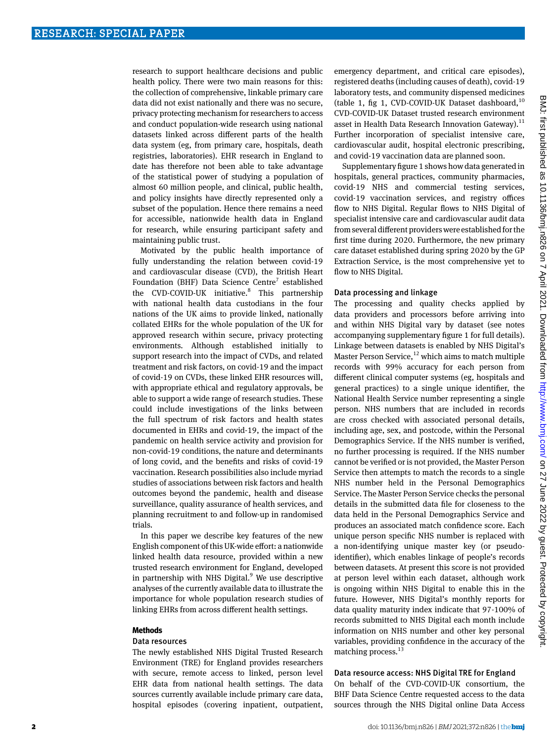research to support healthcare decisions and public health policy. There were two main reasons for this: the collection of comprehensive, linkable primary care data did not exist nationally and there was no secure, privacy protecting mechanism for researchers to access and conduct population-wide research using national datasets linked across different parts of the health data system (eg, from primary care, hospitals, death registries, laboratories). EHR research in England to date has therefore not been able to take advantage of the statistical power of studying a population of almost 60 million people, and clinical, public health, and policy insights have directly represented only a subset of the population. Hence there remains a need for accessible, nationwide health data in England for research, while ensuring participant safety and maintaining public trust.

Motivated by the public health importance of fully understanding the relation between covid-19 and cardiovascular disease (CVD), the British Heart Foundation (BHF) Data Science Centre[7] established the CVD-COVID-UK initiative.[8] This partnership with national health data custodians in the four nations of the UK aims to provide linked, nationally collated EHRs for the whole population of the UK for approved research within secure, privacy protecting environments. Although established initially to support research into the impact of CVDs, and related treatment and risk factors, on covid-19 and the impact of covid-19 on CVDs, these linked EHR resources will, with appropriate ethical and regulatory approvals, be able to support a wide range of research studies. These could include investigations of the links between the full spectrum of risk factors and health states documented in EHRs and covid-19, the impact of the pandemic on health service activity and provision for non-covid-19 conditions, the nature and determinants of long covid, and the benefits and risks of covid-19 vaccination. Research possibilities also include myriad studies of associations between risk factors and health outcomes beyond the pandemic, health and disease surveillance, quality assurance of health services, and planning recruitment to and follow-up in randomised trials.

In this paper we describe key features of the new English component of this UK-wide effort: a nationwide linked health data resource, provided within a new trusted research environment for England, developed in partnership with NHS Digital.[9] We use descriptive analyses of the currently available data to illustrate the importance for whole population research studies of linking EHRs from across different health settings.

## Methods

### Data resources

The newly established NHS Digital Trusted Research Environment (TRE) for England provides researchers with secure, remote access to linked, person level EHR data from national health settings. The data sources currently available include primary care data, hospital episodes (covering inpatient, outpatient, emergency department, and critical care episodes), registered deaths (including causes of death), covid-19 laboratory tests, and community dispensed medicines (table 1, fig 1, CVD-COVID-UK Dataset dashboard,[10] CVD-COVID-UK Dataset trusted research environment asset in Health Data Research Innovation Gateway).[11] Further incorporation of specialist intensive care, cardiovascular audit, hospital electronic prescribing, and covid-19 vaccination data are planned soon.

Supplementary figure 1 shows how data generated in hospitals, general practices, community pharmacies, covid-19 NHS and commercial testing services, covid-19 vaccination services, and registry offices flow to NHS Digital. Regular flows to NHS Digital of specialist intensive care and cardiovascular audit data from several different providers were established for the first time during 2020. Furthermore, the new primary care dataset established during spring 2020 by the GP Extraction Service, is the most comprehensive yet to flow to NHS Digital.

### Data processing and linkage

The processing and quality checks applied by data providers and processors before arriving into and within NHS Digital vary by dataset (see notes accompanying supplementary figure 1 for full details). Linkage between datasets is enabled by NHS Digital's Master Person Service,[12] which aims to match multiple records with 99% accuracy for each person from different clinical computer systems (eg, hospitals and general practices) to a single unique identifier, the National Health Service number representing a single person. NHS numbers that are included in records are cross checked with associated personal details, including age, sex, and postcode, within the Personal Demographics Service. If the NHS number is verified, no further processing is required. If the NHS number cannot be verified or is not provided, the Master Person Service then attempts to match the records to a single NHS number held in the Personal Demographics Service. The Master Person Service checks the personal details in the submitted data file for closeness to the data held in the Personal Demographics Service and produces an associated match confidence score. Each unique person specific NHS number is replaced with a non-identifying unique master key (or pseudo-identifier), which enables linkage of people's records between datasets. At present this score is not provided at person level within each dataset, although work is ongoing within NHS Digital to enable this in the future. However, NHS Digital's monthly reports for data quality maturity index indicate that 97-100% of records submitted to NHS Digital each month include information on NHS number and other key personal variables, providing confidence in the accuracy of the matching process.[13]

### Data resource access: NHS Digital TRE for England

On behalf of the CVD-COVID-UK consortium, the BHF Data Science Centre requested access to the data sources through the NHS Digital online Data Access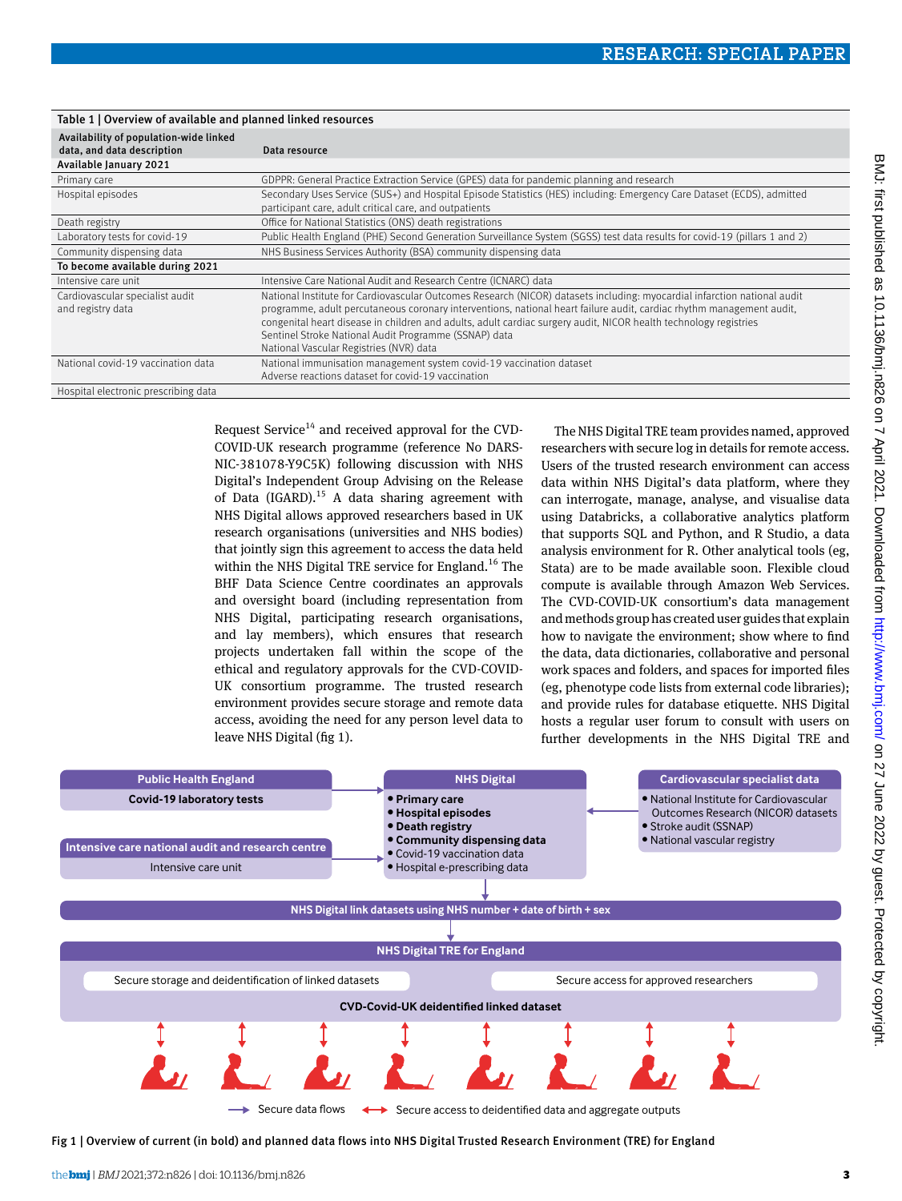Table 1 | Overview of available and planned linked resources

| Availability of population-wide linked data, and data description | Data resource |
|---|---|
| **Available January 2021** | |
| Primary care | GDPPR: General Practice Extraction Service (GPES) data for pandemic planning and research |
| Hospital episodes | Secondary Uses Service (SUS+) and Hospital Episode Statistics (HES) including: Emergency Care Dataset (ECDS), admitted participant care, adult critical care, and outpatients |
| Death registry | Office for National Statistics (ONS) death registrations |
| Laboratory tests for covid-19 | Public Health England (PHE) Second Generation Surveillance System (SGSS) test data results for covid-19 (pillars 1 and 2) |
| Community dispensing data | NHS Business Services Authority (BSA) community dispensing data |
| **To become available during 2021** | |
| Intensive care unit | Intensive Care National Audit and Research Centre (ICNARC) data |
| Cardiovascular specialist audit and registry data | National Institute for Cardiovascular Outcomes Research (NICOR) datasets including: myocardial infarction national audit programme, adult percutaneous coronary interventions, national heart failure audit, cardiac rhythm management audit, congenital heart disease in children and adults, adult cardiac surgery audit, NICOR health technology registries<br>Sentinel Stroke National Audit Programme (SSNAP) data<br>National Vascular Registries (NVR) data |
| National covid-19 vaccination data | National immunisation management system covid-19 vaccination dataset<br>Adverse reactions dataset for covid-19 vaccination |
| Hospital electronic prescribing data | |

Request Service[14] and received approval for the CVD-COVID-UK research programme (reference No DARS-NIC-381078-Y9C5K) following discussion with NHS Digital's Independent Group Advising on the Release of Data (IGARD).[15] A data sharing agreement with NHS Digital allows approved researchers based in UK research organisations (universities and NHS bodies) that jointly sign this agreement to access the data held within the NHS Digital TRE service for England.[16] The BHF Data Science Centre coordinates an approvals and oversight board (including representation from NHS Digital, participating research organisations, and lay members), which ensures that research projects undertaken fall within the scope of the ethical and regulatory approvals for the CVD-COVID-UK consortium programme. The trusted research environment provides secure storage and remote data access, avoiding the need for any person level data to leave NHS Digital (fig 1).

The NHS Digital TRE team provides named, approved researchers with secure log in details for remote access. Users of the trusted research environment can access data within NHS Digital's data platform, where they can interrogate, manage, analyse, and visualise data using Databricks, a collaborative analytics platform that supports SQL and Python, and R Studio, a data analysis environment for R. Other analytical tools (eg, Stata) are to be made available soon. Flexible cloud compute is available through Amazon Web Services. The CVD-COVID-UK consortium's data management and methods group has created user guides that explain how to navigate the environment; show where to find the data, data dictionaries, collaborative and personal work spaces and folders, and spaces for imported files (eg, phenotype code lists from external code libraries); and provide rules for database etiquette. NHS Digital hosts a regular user forum to consult with users on further developments in the NHS Digital TRE and

Fig 1 | Overview of current (in bold) and planned data flows into NHS Digital Trusted Research Environment (TRE) for England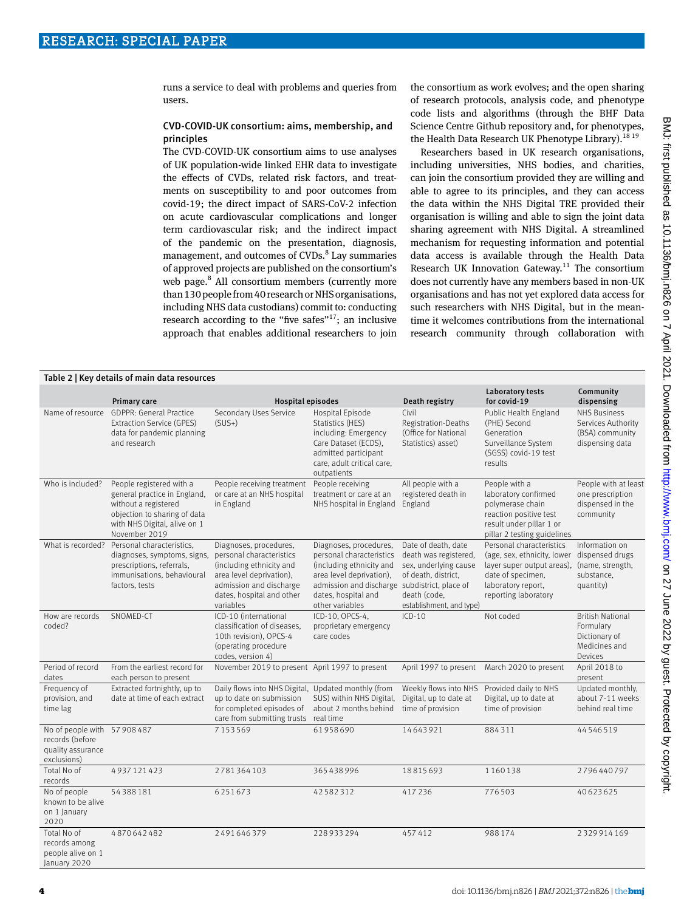runs a service to deal with problems and queries from users.

### CVD-COVID-UK consortium: aims, membership, and principles

The CVD-COVID-UK consortium aims to use analyses of UK population-wide linked EHR data to investigate the effects of CVDs, related risk factors, and treatments on susceptibility to and poor outcomes from covid-19; the direct impact of SARS-CoV-2 infection on acute cardiovascular complications and longer term cardiovascular risk; and the indirect impact of the pandemic on the presentation, diagnosis, management, and outcomes of CVDs.[8] Lay summaries of approved projects are published on the consortium's web page.[8] All consortium members (currently more than 130 people from 40 research or NHS organisations, including NHS data custodians) commit to: conducting research according to the "five safes"[17]; an inclusive approach that enables additional researchers to join the consortium as work evolves; and the open sharing of research protocols, analysis code, and phenotype code lists and algorithms (through the BHF Data Science Centre Github repository and, for phenotypes, the Health Data Research UK Phenotype Library).[18,19]

Researchers based in UK research organisations, including universities, NHS bodies, and charities, can join the consortium provided they are willing and able to agree to its principles, and they can access the data within the NHS Digital TRE provided their organisation is willing and able to sign the joint data sharing agreement with NHS Digital. A streamlined mechanism for requesting information and potential data access is available through the Health Data Research UK Innovation Gateway.[11] The consortium does not currently have any members based in non-UK organisations and has not yet explored data access for such researchers with NHS Digital, but in the meantime it welcomes contributions from the international research community through collaboration with

**Table 2 | Key details of main data resources**

| | Primary care | Hospital episodes | | Death registry | Laboratory tests for covid-19 | Community dispensing |
|---|---|---|---|---|---|---|
| Name of resource | GDPPR: General Practice Extraction Service (GPES) data for pandemic planning and research | Secondary Uses Service (SUS+) | Hospital Episode Statistics (HES) including: Emergency Care Dataset (ECDS), admitted participant care, adult critical care, outpatients | Civil Registration-Deaths (Office for National Statistics) asset) | Public Health England (PHE) Second Generation Surveillance System (SGSS) covid-19 test results | NHS Business Services Authority (BSA) community dispensing data |
| Who is included? | People registered with a general practice in England, without a registered objection to sharing of data with NHS Digital, alive on 1 November 2019 | People receiving treatment or care at an NHS hospital in England | People receiving treatment or care at an NHS hospital in England | All people with a registered death in England | People with a laboratory confirmed polymerase chain reaction positive test result under pillar 1 or pillar 2 testing guidelines | People with at least one prescription dispensed in the community |
| What is recorded? | Personal characteristics, diagnoses, symptoms, signs, prescriptions, referrals, immunisations, behavioural factors, tests | Diagnoses, procedures, personal characteristics (including ethnicity and area level deprivation), admission and discharge dates, hospital and other variables | Diagnoses, procedures, personal characteristics (including ethnicity and area level deprivation), admission and discharge dates, hospital and other variables | Date of death, date death was registered, sex, underlying cause of death, district, subdistrict, place of death (code, establishment, and type) | Personal characteristics (age, sex, ethnicity, lower layer super output areas), date of specimen, laboratory report, reporting laboratory | Information on dispensed drugs (name, strength, substance, quantity) |
| How are records coded? | SNOMED-CT | ICD-10 (international classification of diseases, 10th revision), OPCS-4 (operating procedure codes, version 4) | ICD-10, OPCS-4, proprietary emergency care codes | ICD-10 | Not coded | British National Formulary Dictionary of Medicines and Devices |
| Period of record dates | From the earliest record for each person to present | November 2019 to present | April 1997 to present | April 1997 to present | March 2020 to present | April 2018 to present |
| Frequency of provision, and time lag | Extracted fortnightly, up to date at time of each extract | Daily flows into NHS Digital, up to date on submission for completed episodes of care from submitting trusts | Updated monthly (from SUS) within NHS Digital, about 2 months behind real time | Weekly flows into NHS Digital, up to date at time of provision | Provided daily to NHS Digital, up to date at time of provision | Updated monthly, about 7-11 weeks behind real time |
| No of people with records (before quality assurance exclusions) | 57 908 487 | 7 153 569 | 61 958 690 | 14 643 921 | 884 311 | 44 546 519 |
| Total No of records | 4 937 121 423 | 2 781 364 103 | 365 438 996 | 18 815 693 | 1 160 138 | 2 796 440 797 |
| No of people known to be alive on 1 January 2020 | 54 388 181 | 6 251 673 | 42 582 312 | 417 236 | 776 503 | 40 623 625 |
| Total No of records among people alive on 1 January 2020 | 4 870 642 482 | 2 491 646 379 | 228 933 294 | 457 412 | 988 174 | 2 329 914 169 |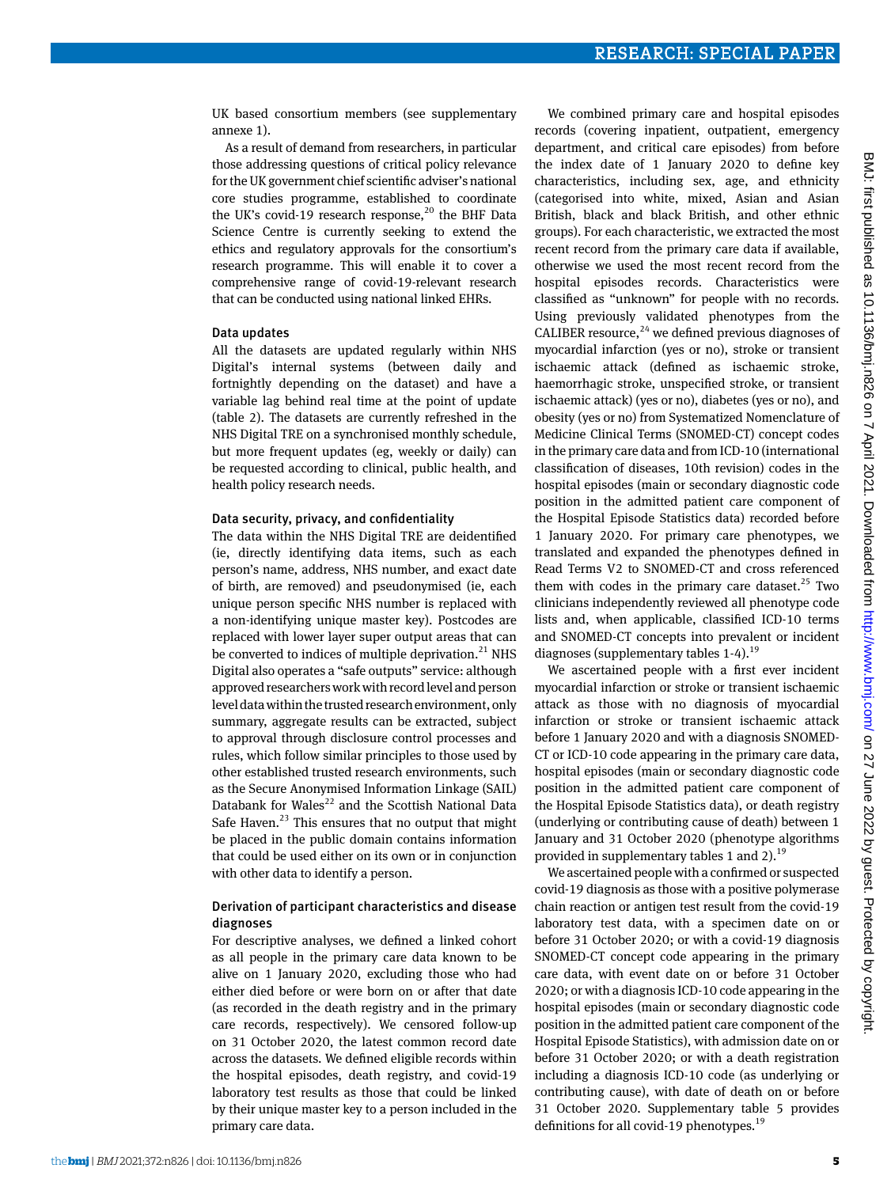UK based consortium members (see supplementary annexe 1).

As a result of demand from researchers, in particular those addressing questions of critical policy relevance for the UK government chief scientific adviser's national core studies programme, established to coordinate the UK's covid-19 research response,[20] the BHF Data Science Centre is currently seeking to extend the ethics and regulatory approvals for the consortium's research programme. This will enable it to cover a comprehensive range of covid-19-relevant research that can be conducted using national linked EHRs.

### Data updates

All the datasets are updated regularly within NHS Digital's internal systems (between daily and fortnightly depending on the dataset) and have a variable lag behind real time at the point of update (table 2). The datasets are currently refreshed in the NHS Digital TRE on a synchronised monthly schedule, but more frequent updates (eg, weekly or daily) can be requested according to clinical, public health, and health policy research needs.

### Data security, privacy, and confidentiality

The data within the NHS Digital TRE are deidentified (ie, directly identifying data items, such as each person's name, address, NHS number, and exact date of birth, are removed) and pseudonymised (ie, each unique person specific NHS number is replaced with a non-identifying unique master key). Postcodes are replaced with lower layer super output areas that can be converted to indices of multiple deprivation.[21] NHS Digital also operates a "safe outputs" service: although approved researchers work with record level and person level data within the trusted research environment, only summary, aggregate results can be extracted, subject to approval through disclosure control processes and rules, which follow similar principles to those used by other established trusted research environments, such as the Secure Anonymised Information Linkage (SAIL) Databank for Wales[22] and the Scottish National Data Safe Haven.[23] This ensures that no output that might be placed in the public domain contains information that could be used either on its own or in conjunction with other data to identify a person.

### Derivation of participant characteristics and disease diagnoses

For descriptive analyses, we defined a linked cohort as all people in the primary care data known to be alive on 1 January 2020, excluding those who had either died before or were born on or after that date (as recorded in the death registry and in the primary care records, respectively). We censored follow-up on 31 October 2020, the latest common record date across the datasets. We defined eligible records within the hospital episodes, death registry, and covid-19 laboratory test results as those that could be linked by their unique master key to a person included in the primary care data.

We combined primary care and hospital episodes records (covering inpatient, outpatient, emergency department, and critical care episodes) from before the index date of 1 January 2020 to define key characteristics, including sex, age, and ethnicity (categorised into white, mixed, Asian and Asian British, black and black British, and other ethnic groups). For each characteristic, we extracted the most recent record from the primary care data if available, otherwise we used the most recent record from the hospital episodes records. Characteristics were classified as "unknown" for people with no records. Using previously validated phenotypes from the CALIBER resource,[24] we defined previous diagnoses of myocardial infarction (yes or no), stroke or transient ischaemic attack (defined as ischaemic stroke, haemorrhagic stroke, unspecified stroke, or transient ischaemic attack) (yes or no), diabetes (yes or no), and obesity (yes or no) from Systematized Nomenclature of Medicine Clinical Terms (SNOMED-CT) concept codes in the primary care data and from ICD-10 (international classification of diseases, 10th revision) codes in the hospital episodes (main or secondary diagnostic code position in the admitted patient care component of the Hospital Episode Statistics data) recorded before 1 January 2020. For primary care phenotypes, we translated and expanded the phenotypes defined in Read Terms V2 to SNOMED-CT and cross referenced them with codes in the primary care dataset.[25] Two clinicians independently reviewed all phenotype code lists and, when applicable, classified ICD-10 terms and SNOMED-CT concepts into prevalent or incident diagnoses (supplementary tables 1-4).[19]

We ascertained people with a first ever incident myocardial infarction or stroke or transient ischaemic attack as those with no diagnosis of myocardial infarction or stroke or transient ischaemic attack before 1 January 2020 and with a diagnosis SNOMED-CT or ICD-10 code appearing in the primary care data, hospital episodes (main or secondary diagnostic code position in the admitted patient care component of the Hospital Episode Statistics data), or death registry (underlying or contributing cause of death) between 1 January and 31 October 2020 (phenotype algorithms provided in supplementary tables 1 and 2).[19]

We ascertained people with a confirmed or suspected covid-19 diagnosis as those with a positive polymerase chain reaction or antigen test result from the covid-19 laboratory test data, with a specimen date on or before 31 October 2020; or with a covid-19 diagnosis SNOMED-CT concept code appearing in the primary care data, with event date on or before 31 October 2020; or with a diagnosis ICD-10 code appearing in the hospital episodes (main or secondary diagnostic code position in the admitted patient care component of the Hospital Episode Statistics), with admission date on or before 31 October 2020; or with a death registration including a diagnosis ICD-10 code (as underlying or contributing cause), with date of death on or before 31 October 2020. Supplementary table 5 provides definitions for all covid-19 phenotypes.[19]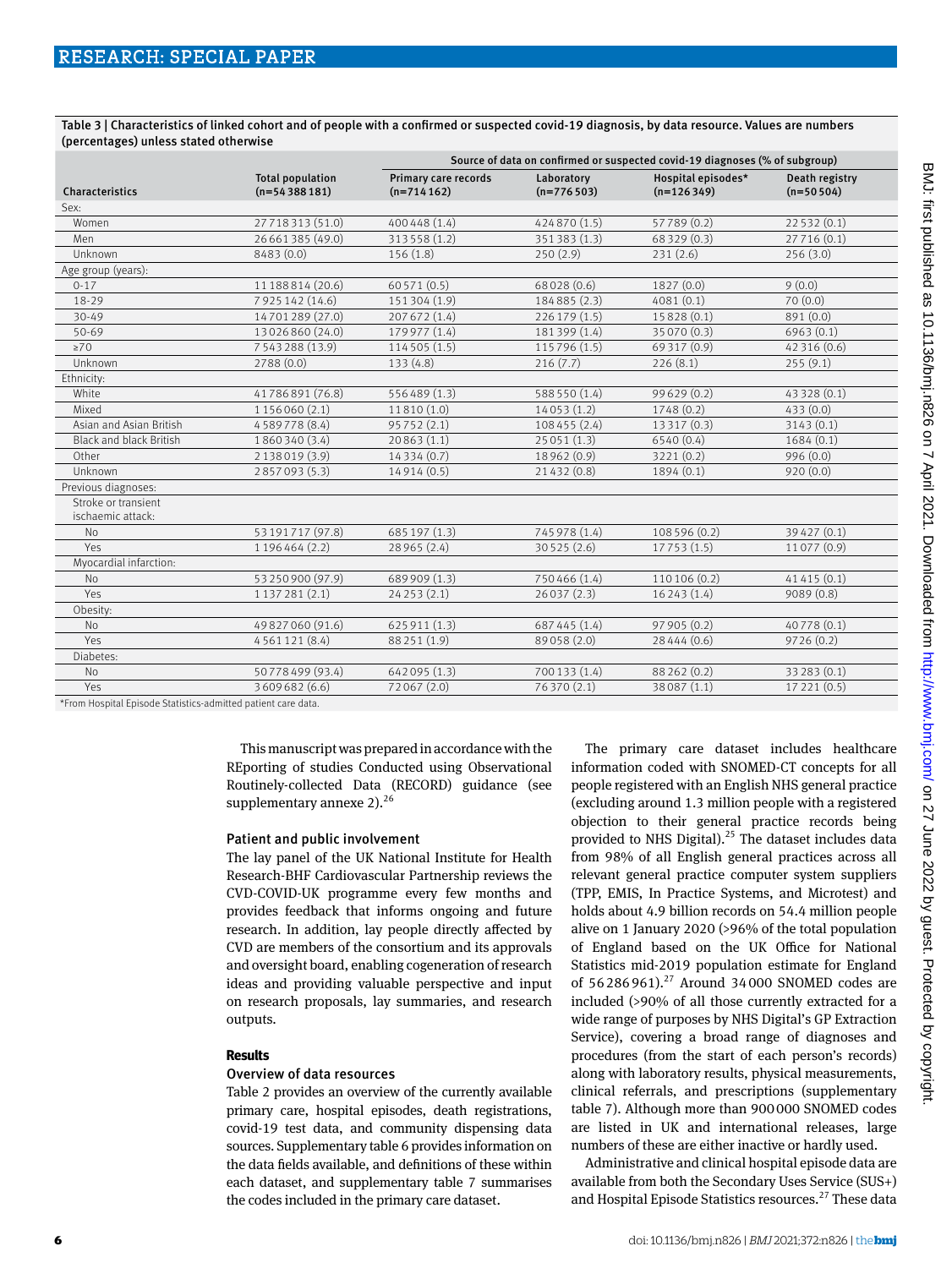Table 3 | Characteristics of linked cohort and of people with a confirmed or suspected covid-19 diagnosis, by data resource. Values are numbers (percentages) unless stated otherwise

| Characteristics | Total population (n=54 388 181) | Source of data on confirmed or suspected covid-19 diagnoses (% of subgroup) | | | |
|---|---|---|---|---|---|
| | | Primary care records (n=714 162) | Laboratory (n=776 503) | Hospital episodes* (n=126 349) | Death registry (n=50 504) |
| Sex: | | | | | |
| Women | 27 718 313 (51.0) | 400 448 (1.4) | 424 870 (1.5) | 57 789 (0.2) | 22 532 (0.1) |
| Men | 26 661 385 (49.0) | 313 558 (1.2) | 351 383 (1.3) | 68 329 (0.3) | 27 716 (0.1) |
| Unknown | 8483 (0.0) | 156 (1.8) | 250 (2.9) | 231 (2.6) | 256 (3.0) |
| Age group (years): | | | | | |
| 0-17 | 11 188 814 (20.6) | 60 571 (0.5) | 68 028 (0.6) | 1827 (0.0) | 9 (0.0) |
| 18-29 | 7 925 142 (14.6) | 151 304 (1.9) | 184 885 (2.3) | 4081 (0.1) | 70 (0.0) |
| 30-49 | 14 701 289 (27.0) | 207 672 (1.4) | 226 179 (1.5) | 15 828 (0.1) | 891 (0.0) |
| 50-69 | 13 026 860 (24.0) | 179 977 (1.4) | 181 399 (1.4) | 35 070 (0.3) | 6963 (0.1) |
| ≥70 | 7 543 288 (13.9) | 114 505 (1.5) | 115 796 (1.5) | 69 317 (0.9) | 42 316 (0.6) |
| Unknown | 2788 (0.0) | 133 (4.8) | 216 (7.7) | 226 (8.1) | 255 (9.1) |
| Ethnicity: | | | | | |
| White | 41 786 891 (76.8) | 556 489 (1.3) | 588 550 (1.4) | 99 629 (0.2) | 43 328 (0.1) |
| Mixed | 1 156 060 (2.1) | 11 810 (1.0) | 14 053 (1.2) | 1748 (0.2) | 433 (0.0) |
| Asian and Asian British | 4 589 778 (8.4) | 95 752 (2.1) | 108 455 (2.4) | 13 317 (0.3) | 3143 (0.1) |
| Black and black British | 1 860 340 (3.4) | 20 863 (1.1) | 25 051 (1.3) | 6540 (0.4) | 1684 (0.1) |
| Other | 2 138 019 (3.9) | 14 334 (0.7) | 18 962 (0.9) | 3221 (0.2) | 996 (0.0) |
| Unknown | 2 857 093 (5.3) | 14 914 (0.5) | 21 432 (0.8) | 1894 (0.1) | 920 (0.0) |
| Previous diagnoses: | | | | | |
| Stroke or transient ischaemic attack: | | | | | |
| No | 53 191 717 (97.8) | 685 197 (1.3) | 745 978 (1.4) | 108 596 (0.2) | 39 427 (0.1) |
| Yes | 1 196 464 (2.2) | 28 965 (2.4) | 30 525 (2.6) | 17 753 (1.5) | 11 077 (0.9) |
| Myocardial infarction: | | | | | |
| No | 53 250 900 (97.9) | 689 909 (1.3) | 750 466 (1.4) | 110 106 (0.2) | 41 415 (0.1) |
| Yes | 1 137 281 (2.1) | 24 253 (2.1) | 26 037 (2.3) | 16 243 (1.4) | 9089 (0.8) |
| Obesity: | | | | | |
| No | 49 827 060 (91.6) | 625 911 (1.3) | 687 445 (1.4) | 97 905 (0.2) | 40 778 (0.1) |
| Yes | 4 561 121 (8.4) | 88 251 (1.9) | 89 058 (2.0) | 28 444 (0.6) | 9726 (0.2) |
| Diabetes: | | | | | |
| No | 50 778 499 (93.4) | 642 095 (1.3) | 700 133 (1.4) | 88 262 (0.2) | 33 283 (0.1) |
| Yes | 3 609 682 (6.6) | 72 067 (2.0) | 76 370 (2.1) | 38 087 (1.1) | 17 221 (0.5) |

*From Hospital Episode Statistics-admitted patient care data.

This manuscript was prepared in accordance with the REporting of studies Conducted using Observational Routinely-collected Data (RECORD) guidance (see supplementary annexe 2).[26]

### Patient and public involvement

The lay panel of the UK National Institute for Health Research-BHF Cardiovascular Partnership reviews the CVD-COVID-UK programme every few months and provides feedback that informs ongoing and future research. In addition, lay people directly affected by CVD are members of the consortium and its approvals and oversight board, enabling cogeneration of research ideas and providing valuable perspective and input on research proposals, lay summaries, and research outputs.

## Results

### Overview of data resources

Table 2 provides an overview of the currently available primary care, hospital episodes, death registrations, covid-19 test data, and community dispensing data sources. Supplementary table 6 provides information on the data fields available, and definitions of these within each dataset, and supplementary table 7 summarises the codes included in the primary care dataset.

The primary care dataset includes healthcare information coded with SNOMED-CT concepts for all people registered with an English NHS general practice (excluding around 1.3 million people with a registered objection to their general practice records being provided to NHS Digital).[25] The dataset includes data from 98% of all English general practices across all relevant general practice computer system suppliers (TPP, EMIS, In Practice Systems, and Microtest) and holds about 4.9 billion records on 54.4 million people alive on 1 January 2020 (>96% of the total population of England based on the UK Office for National Statistics mid-2019 population estimate for England of 56 286 961).[27] Around 34 000 SNOMED codes are included (>90% of all those currently extracted for a wide range of purposes by NHS Digital's GP Extraction Service), covering a broad range of diagnoses and procedures (from the start of each person's records) along with laboratory results, physical measurements, clinical referrals, and prescriptions (supplementary table 7). Although more than 900 000 SNOMED codes are listed in UK and international releases, large numbers of these are either inactive or hardly used.

Administrative and clinical hospital episode data are available from both the Secondary Uses Service (SUS+) and Hospital Episode Statistics resources.[27] These data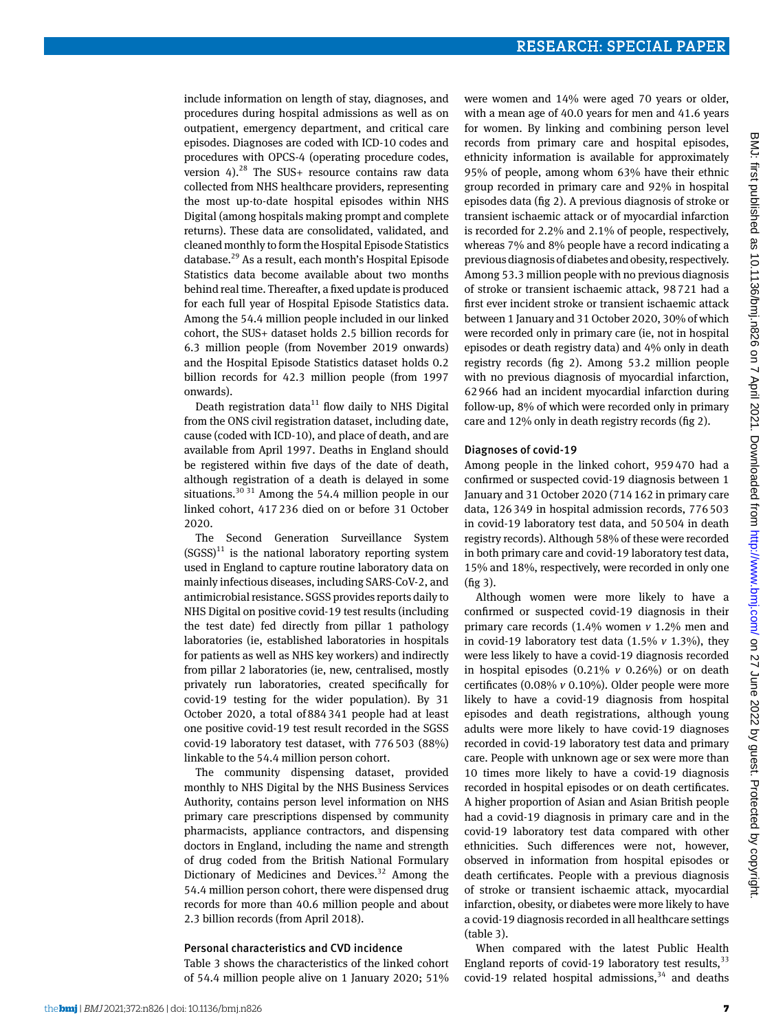include information on length of stay, diagnoses, and procedures during hospital admissions as well as on outpatient, emergency department, and critical care episodes. Diagnoses are coded with ICD-10 codes and procedures with OPCS-4 (operating procedure codes, version 4).[28] The SUS+ resource contains raw data collected from NHS healthcare providers, representing the most up-to-date hospital episodes within NHS Digital (among hospitals making prompt and complete returns). These data are consolidated, validated, and cleaned monthly to form the Hospital Episode Statistics database.[29] As a result, each month's Hospital Episode Statistics data become available about two months behind real time. Thereafter, a fixed update is produced for each full year of Hospital Episode Statistics data. Among the 54.4 million people included in our linked cohort, the SUS+ dataset holds 2.5 billion records for 6.3 million people (from November 2019 onwards) and the Hospital Episode Statistics dataset holds 0.2 billion records for 42.3 million people (from 1997 onwards).

Death registration data[11] flow daily to NHS Digital from the ONS civil registration dataset, including date, cause (coded with ICD-10), and place of death, and are available from April 1997. Deaths in England should be registered within five days of the date of death, although registration of a death is delayed in some situations.[30,31] Among the 54.4 million people in our linked cohort, 417 236 died on or before 31 October 2020.

The Second Generation Surveillance System (SGSS)[11] is the national laboratory reporting system used in England to capture routine laboratory data on mainly infectious diseases, including SARS-CoV-2, and antimicrobial resistance. SGSS provides reports daily to NHS Digital on positive covid-19 test results (including the test date) fed directly from pillar 1 pathology laboratories (ie, established laboratories in hospitals for patients as well as NHS key workers) and indirectly from pillar 2 laboratories (ie, new, centralised, mostly privately run laboratories, created specifically for covid-19 testing for the wider population). By 31 October 2020, a total of 884 341 people had at least one positive covid-19 test result recorded in the SGSS covid-19 laboratory test dataset, with 776 503 (88%) linkable to the 54.4 million person cohort.

The community dispensing dataset, provided monthly to NHS Digital by the NHS Business Services Authority, contains person level information on NHS primary care prescriptions dispensed by community pharmacists, appliance contractors, and dispensing doctors in England, including the name and strength of drug coded from the British National Formulary Dictionary of Medicines and Devices.[32] Among the 54.4 million person cohort, there were dispensed drug records for more than 40.6 million people and about 2.3 billion records (from April 2018).

### Personal characteristics and CVD incidence

Table 3 shows the characteristics of the linked cohort of 54.4 million people alive on 1 January 2020; 51% were women and 14% were aged 70 years or older, with a mean age of 40.0 years for men and 41.6 years for women. By linking and combining person level records from primary care and hospital episodes, ethnicity information is available for approximately 95% of people, among whom 63% have their ethnic group recorded in primary care and 92% in hospital episodes data (fig 2). A previous diagnosis of stroke or transient ischaemic attack or of myocardial infarction is recorded for 2.2% and 2.1% of people, respectively, whereas 7% and 8% people have a record indicating a previous diagnosis of diabetes and obesity, respectively. Among 53.3 million people with no previous diagnosis of stroke or transient ischaemic attack, 98 721 had a first ever incident stroke or transient ischaemic attack between 1 January and 31 October 2020, 30% of which were recorded only in primary care (ie, not in hospital episodes or death registry data) and 4% only in death registry records (fig 2). Among 53.2 million people with no previous diagnosis of myocardial infarction, 62 966 had an incident myocardial infarction during follow-up, 8% of which were recorded only in primary care and 12% only in death registry records (fig 2).

### Diagnoses of covid-19

Among people in the linked cohort, 959 470 had a confirmed or suspected covid-19 diagnosis between 1 January and 31 October 2020 (714 162 in primary care data, 126 349 in hospital admission records, 776 503 in covid-19 laboratory test data, and 50 504 in death registry records). Although 58% of these were recorded in both primary care and covid-19 laboratory test data, 15% and 18%, respectively, were recorded in only one (fig 3).

Although women were more likely to have a confirmed or suspected covid-19 diagnosis in their primary care records (1.4% women *v* 1.2% men and in covid-19 laboratory test data (1.5% *v* 1.3%), they were less likely to have a covid-19 diagnosis recorded in hospital episodes (0.21% *v* 0.26%) or on death certificates (0.08% *v* 0.10%). Older people were more likely to have a covid-19 diagnosis from hospital episodes and death registrations, although young adults were more likely to have covid-19 diagnoses recorded in covid-19 laboratory test data and primary care. People with unknown age or sex were more than 10 times more likely to have a covid-19 diagnosis recorded in hospital episodes or on death certificates. A higher proportion of Asian and Asian British people had a covid-19 diagnosis in primary care and in the covid-19 laboratory test data compared with other ethnicities. Such differences were not, however, observed in information from hospital episodes or death certificates. People with a previous diagnosis of stroke or transient ischaemic attack, myocardial infarction, obesity, or diabetes were more likely to have a covid-19 diagnosis recorded in all healthcare settings (table 3).

When compared with the latest Public Health England reports of covid-19 laboratory test results,[33] covid-19 related hospital admissions,[34] and deaths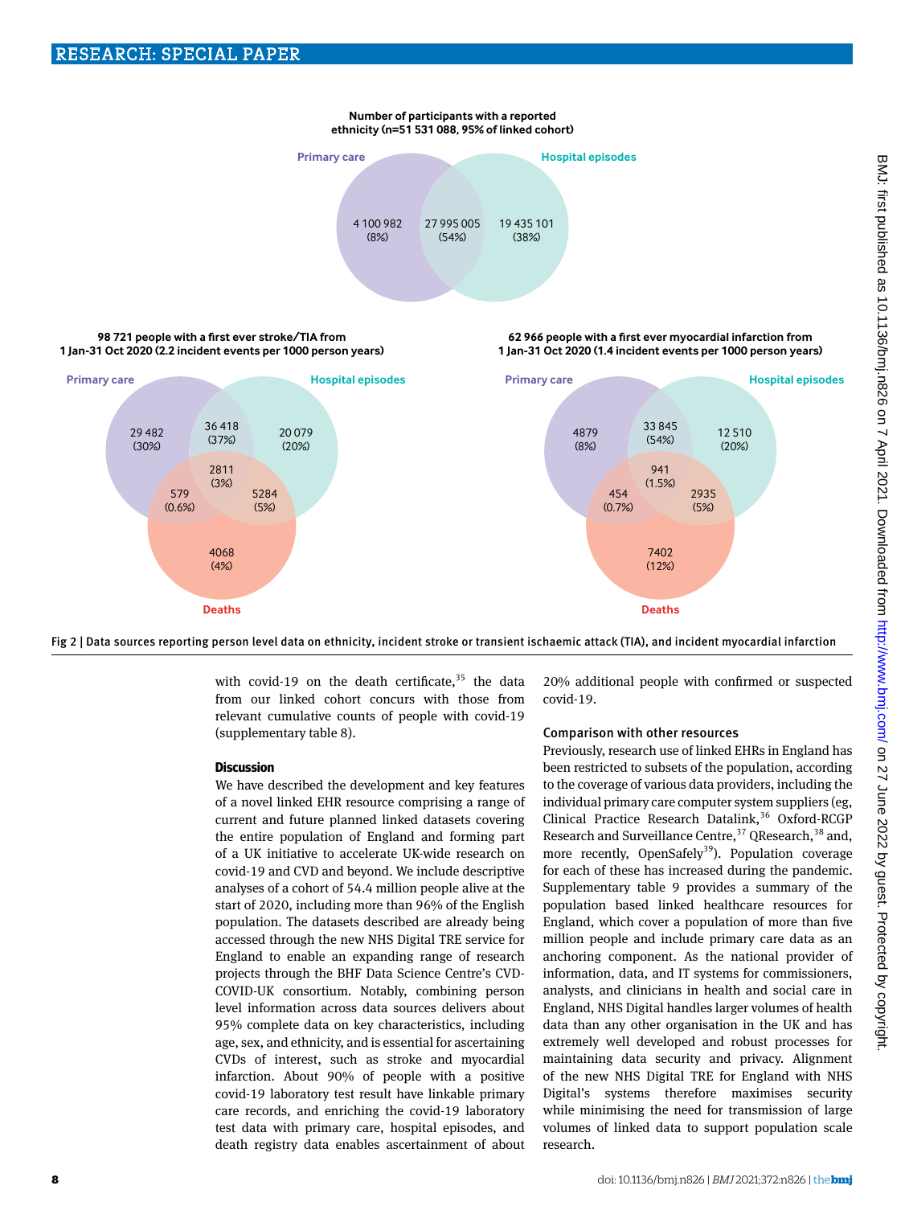Number of participants with a reported ethnicity (n=51 531 088, 95% of linked cohort)

Primary care: 4 100 982 (8%); Primary care and Hospital episodes: 27 995 005 (54%); Hospital episodes: 19 435 101 (38%)

98 721 people with a first ever stroke/TIA from 1 Jan-31 Oct 2020 (2.2 incident events per 1000 person years)

Primary care: 29 482 (30%); Primary care and Hospital episodes: 36 418 (37%); Hospital episodes: 20 079 (20%); All three: 2811 (3%); Primary care and Deaths: 579 (0.6%); Hospital episodes and Deaths: 5284 (5%); Deaths: 4068 (4%)

62 966 people with a first ever myocardial infarction from 1 Jan-31 Oct 2020 (1.4 incident events per 1000 person years)

Primary care: 4879 (8%); Primary care and Hospital episodes: 33 845 (54%); Hospital episodes: 12 510 (20%); All three: 941 (1.5%); Primary care and Deaths: 454 (0.7%); Hospital episodes and Deaths: 2935 (5%); Deaths: 7402 (12%)

Fig 2 | Data sources reporting person level data on ethnicity, incident stroke or transient ischaemic attack (TIA), and incident myocardial infarction

with covid-19 on the death certificate,[35] the data from our linked cohort concurs with those from relevant cumulative counts of people with covid-19 (supplementary table 8).

## Discussion

We have described the development and key features of a novel linked EHR resource comprising a range of current and future planned linked datasets covering the entire population of England and forming part of a UK initiative to accelerate UK-wide research on covid-19 and CVD and beyond. We include descriptive analyses of a cohort of 54.4 million people alive at the start of 2020, including more than 96% of the English population. The datasets described are already being accessed through the new NHS Digital TRE service for England to enable an expanding range of research projects through the BHF Data Science Centre's CVD-COVID-UK consortium. Notably, combining person level information across data sources delivers about 95% complete data on key characteristics, including age, sex, and ethnicity, and is essential for ascertaining CVDs of interest, such as stroke and myocardial infarction. About 90% of people with a positive covid-19 laboratory test result have linkable primary care records, and enriching the covid-19 laboratory test data with primary care, hospital episodes, and death registry data enables ascertainment of about 20% additional people with confirmed or suspected covid-19.

### Comparison with other resources

Previously, research use of linked EHRs in England has been restricted to subsets of the population, according to the coverage of various data providers, including the individual primary care computer system suppliers (eg, Clinical Practice Research Datalink,[36] Oxford-RCGP Research and Surveillance Centre,[37] QResearch,[38] and, more recently, OpenSafely[39]). Population coverage for each of these has increased during the pandemic. Supplementary table 9 provides a summary of the population based linked healthcare resources for England, which cover a population of more than five million people and include primary care data as an anchoring component. As the national provider of information, data, and IT systems for commissioners, analysts, and clinicians in health and social care in England, NHS Digital handles larger volumes of health data than any other organisation in the UK and has extremely well developed and robust processes for maintaining data security and privacy. Alignment of the new NHS Digital TRE for England with NHS Digital's systems therefore maximises security while minimising the need for transmission of large volumes of linked data to support population scale research.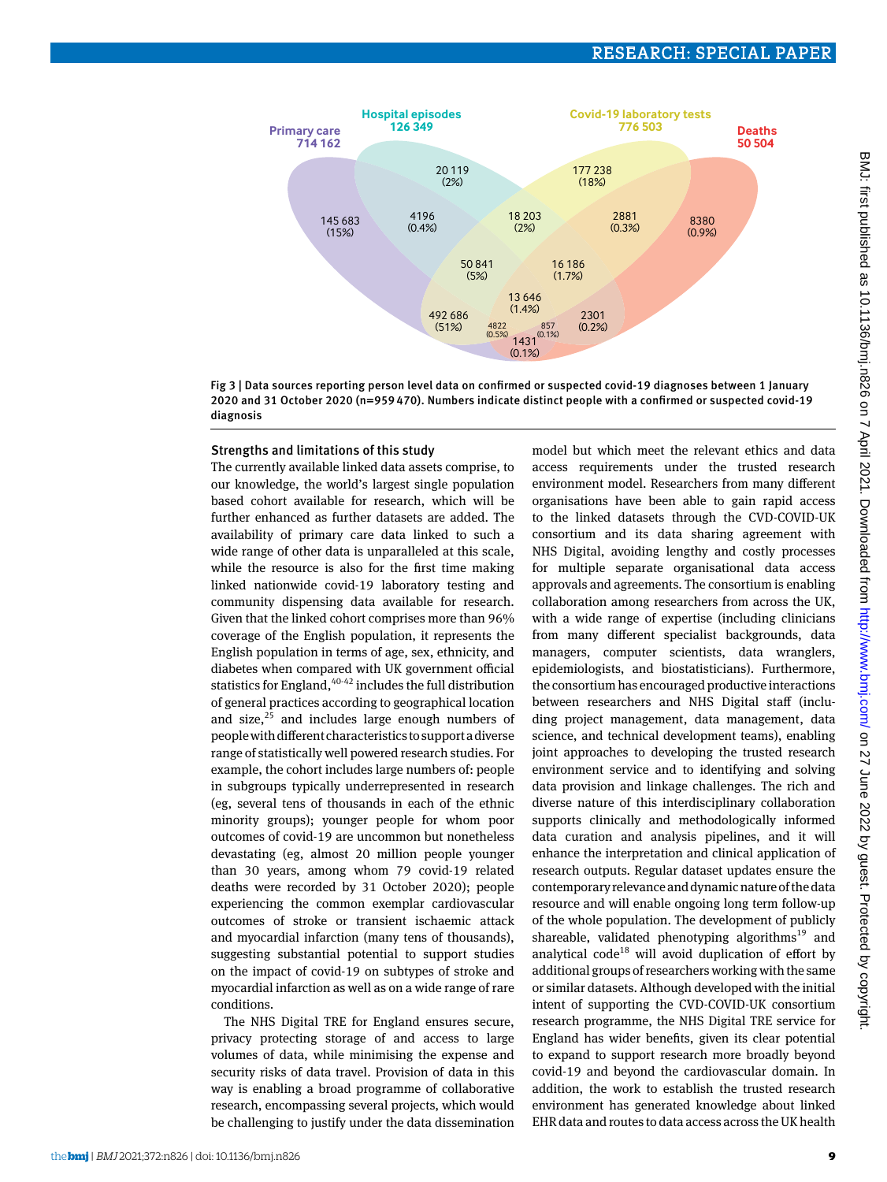Fig 3 | Data sources reporting person level data on confirmed or suspected covid-19 diagnoses between 1 January 2020 and 31 October 2020 (n=959 470). Numbers indicate distinct people with a confirmed or suspected covid-19 diagnosis

### Strengths and limitations of this study

The currently available linked data assets comprise, to our knowledge, the world's largest single population based cohort available for research, which will be further enhanced as further datasets are added. The availability of primary care data linked to such a wide range of other data is unparalleled at this scale, while the resource is also for the first time making linked nationwide covid-19 laboratory testing and community dispensing data available for research. Given that the linked cohort comprises more than 96% coverage of the English population, it represents the English population in terms of age, sex, ethnicity, and diabetes when compared with UK government official statistics for England,[40-42] includes the full distribution of general practices according to geographical location and size,[25] and includes large enough numbers of people with different characteristics to support a diverse range of statistically well powered research studies. For example, the cohort includes large numbers of: people in subgroups typically underrepresented in research (eg, several tens of thousands in each of the ethnic minority groups); younger people for whom poor outcomes of covid-19 are uncommon but nonetheless devastating (eg, almost 20 million people younger than 30 years, among whom 79 covid-19 related deaths were recorded by 31 October 2020); people experiencing the common exemplar cardiovascular outcomes of stroke or transient ischaemic attack and myocardial infarction (many tens of thousands), suggesting substantial potential to support studies on the impact of covid-19 on subtypes of stroke and myocardial infarction as well as on a wide range of rare conditions.

The NHS Digital TRE for England ensures secure, privacy protecting storage of and access to large volumes of data, while minimising the expense and security risks of data travel. Provision of data in this way is enabling a broad programme of collaborative research, encompassing several projects, which would be challenging to justify under the data dissemination model but which meet the relevant ethics and data access requirements under the trusted research environment model. Researchers from many different organisations have been able to gain rapid access to the linked datasets through the CVD-COVID-UK consortium and its data sharing agreement with NHS Digital, avoiding lengthy and costly processes for multiple separate organisational data access approvals and agreements. The consortium is enabling collaboration among researchers from across the UK, with a wide range of expertise (including clinicians from many different specialist backgrounds, data managers, computer scientists, data wranglers, epidemiologists, and biostatisticians). Furthermore, the consortium has encouraged productive interactions between researchers and NHS Digital staff (including project management, data management, data science, and technical development teams), enabling joint approaches to developing the trusted research environment service and to identifying and solving data provision and linkage challenges. The rich and diverse nature of this interdisciplinary collaboration supports clinically and methodologically informed data curation and analysis pipelines, and it will enhance the interpretation and clinical application of research outputs. Regular dataset updates ensure the contemporary relevance and dynamic nature of the data resource and will enable ongoing long term follow-up of the whole population. The development of publicly shareable, validated phenotyping algorithms[19] and analytical code[18] will avoid duplication of effort by additional groups of researchers working with the same or similar datasets. Although developed with the initial intent of supporting the CVD-COVID-UK consortium research programme, the NHS Digital TRE service for England has wider benefits, given its clear potential to expand to support research more broadly beyond covid-19 and beyond the cardiovascular domain. In addition, the work to establish the trusted research environment has generated knowledge about linked EHR data and routes to data access across the UK health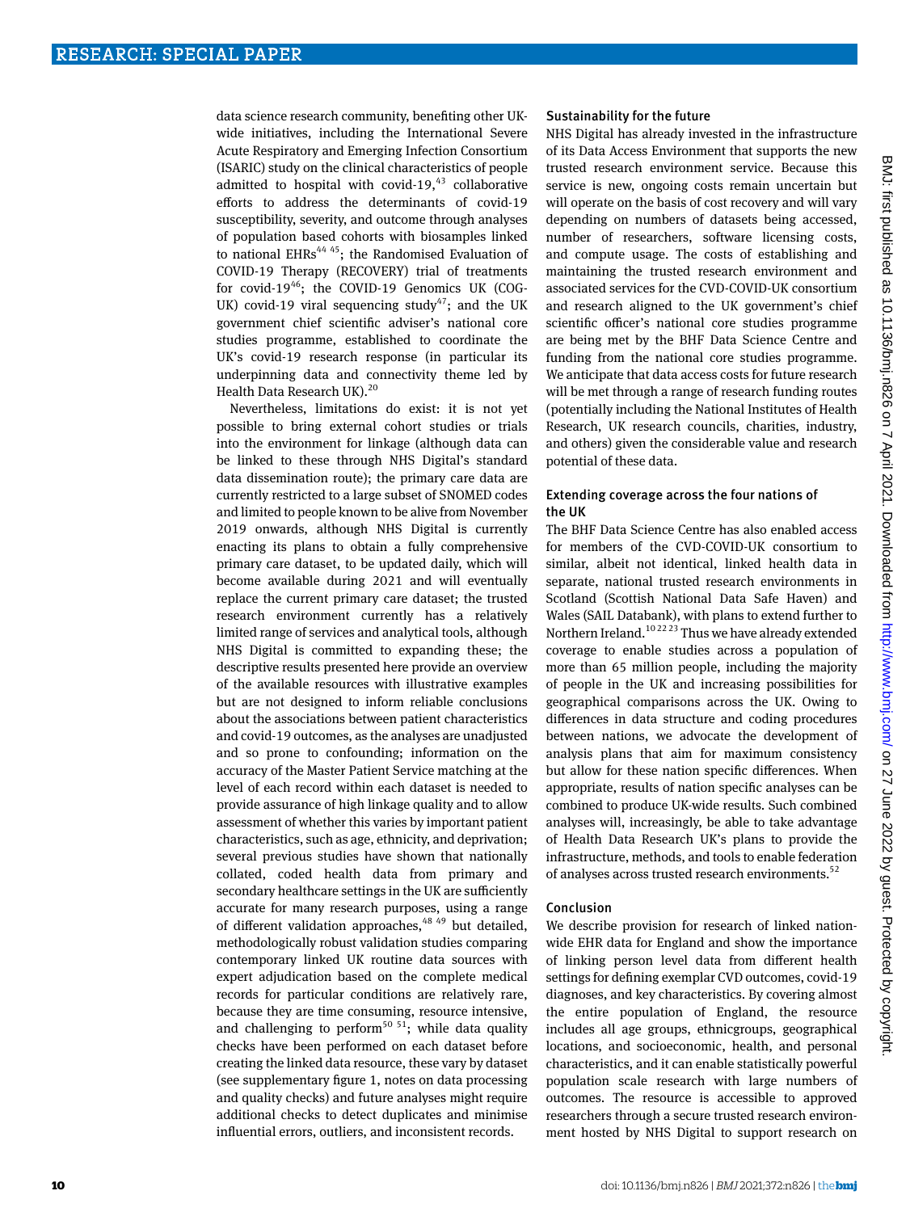data science research community, benefiting other UK-wide initiatives, including the International Severe Acute Respiratory and Emerging Infection Consortium (ISARIC) study on the clinical characteristics of people admitted to hospital with covid-19,[43] collaborative efforts to address the determinants of covid-19 susceptibility, severity, and outcome through analyses of population based cohorts with biosamples linked to national EHRs[44 45]; the Randomised Evaluation of COVID-19 Therapy (RECOVERY) trial of treatments for covid-19[46]; the COVID-19 Genomics UK (COG-UK) covid-19 viral sequencing study[47]; and the UK government chief scientific adviser's national core studies programme, established to coordinate the UK's covid-19 research response (in particular its underpinning data and connectivity theme led by Health Data Research UK).[20]

Nevertheless, limitations do exist: it is not yet possible to bring external cohort studies or trials into the environment for linkage (although data can be linked to these through NHS Digital's standard data dissemination route); the primary care data are currently restricted to a large subset of SNOMED codes and limited to people known to be alive from November 2019 onwards, although NHS Digital is currently enacting its plans to obtain a fully comprehensive primary care dataset, to be updated daily, which will become available during 2021 and will eventually replace the current primary care dataset; the trusted research environment currently has a relatively limited range of services and analytical tools, although NHS Digital is committed to expanding these; the descriptive results presented here provide an overview of the available resources with illustrative examples but are not designed to inform reliable conclusions about the associations between patient characteristics and covid-19 outcomes, as the analyses are unadjusted and so prone to confounding; information on the accuracy of the Master Patient Service matching at the level of each record within each dataset is needed to provide assurance of high linkage quality and to allow assessment of whether this varies by important patient characteristics, such as age, ethnicity, and deprivation; several previous studies have shown that nationally collated, coded health data from primary and secondary healthcare settings in the UK are sufficiently accurate for many research purposes, using a range of different validation approaches,[48 49] but detailed, methodologically robust validation studies comparing contemporary linked UK routine data sources with expert adjudication based on the complete medical records for particular conditions are relatively rare, because they are time consuming, resource intensive, and challenging to perform[50 51]; while data quality checks have been performed on each dataset before creating the linked data resource, these vary by dataset (see supplementary figure 1, notes on data processing and quality checks) and future analyses might require additional checks to detect duplicates and minimise influential errors, outliers, and inconsistent records.

## Sustainability for the future

NHS Digital has already invested in the infrastructure of its Data Access Environment that supports the new trusted research environment service. Because this service is new, ongoing costs remain uncertain but will operate on the basis of cost recovery and will vary depending on numbers of datasets being accessed, number of researchers, software licensing costs, and compute usage. The costs of establishing and maintaining the trusted research environment and associated services for the CVD-COVID-UK consortium and research aligned to the UK government's chief scientific officer's national core studies programme are being met by the BHF Data Science Centre and funding from the national core studies programme. We anticipate that data access costs for future research will be met through a range of research funding routes (potentially including the National Institutes of Health Research, UK research councils, charities, industry, and others) given the considerable value and research potential of these data.

## Extending coverage across the four nations of the UK

The BHF Data Science Centre has also enabled access for members of the CVD-COVID-UK consortium to similar, albeit not identical, linked health data in separate, national trusted research environments in Scotland (Scottish National Data Safe Haven) and Wales (SAIL Databank), with plans to extend further to Northern Ireland.[10 22 23] Thus we have already extended coverage to enable studies across a population of more than 65 million people, including the majority of people in the UK and increasing possibilities for geographical comparisons across the UK. Owing to differences in data structure and coding procedures between nations, we advocate the development of analysis plans that aim for maximum consistency but allow for these nation specific differences. When appropriate, results of nation specific analyses can be combined to produce UK-wide results. Such combined analyses will, increasingly, be able to take advantage of Health Data Research UK's plans to provide the infrastructure, methods, and tools to enable federation of analyses across trusted research environments.[52]

## Conclusion

We describe provision for research of linked nation-wide EHR data for England and show the importance of linking person level data from different health settings for defining exemplar CVD outcomes, covid-19 diagnoses, and key characteristics. By covering almost the entire population of England, the resource includes all age groups, ethnicgroups, geographical locations, and socioeconomic, health, and personal characteristics, and it can enable statistically powerful population scale research with large numbers of outcomes. The resource is accessible to approved researchers through a secure trusted research environment hosted by NHS Digital to support research on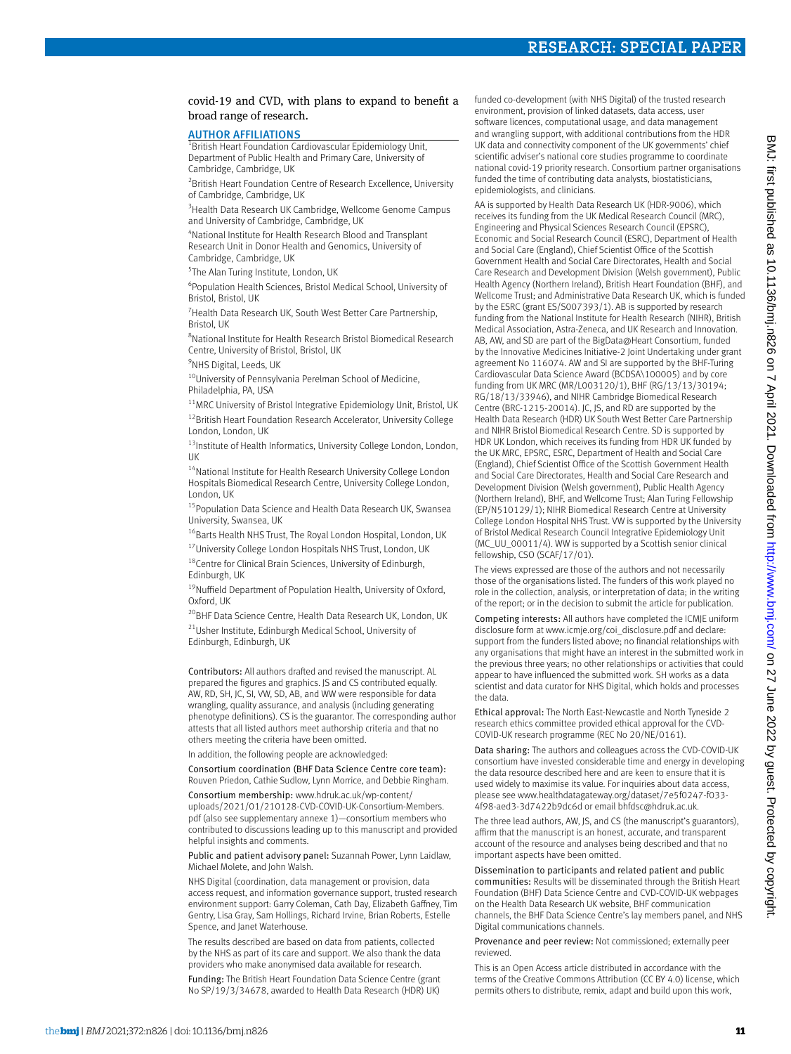covid-19 and CVD, with plans to expand to benefit a broad range of research.

## AUTHOR AFFILIATIONS

[1]British Heart Foundation Cardiovascular Epidemiology Unit, Department of Public Health and Primary Care, University of Cambridge, Cambridge, UK

[2]British Heart Foundation Centre of Research Excellence, University of Cambridge, Cambridge, UK

[3]Health Data Research UK Cambridge, Wellcome Genome Campus and University of Cambridge, Cambridge, UK

[4]National Institute for Health Research Blood and Transplant Research Unit in Donor Health and Genomics, University of Cambridge, Cambridge, UK

[5]The Alan Turing Institute, London, UK

[6]Population Health Sciences, Bristol Medical School, University of Bristol, Bristol, UK

[7]Health Data Research UK, South West Better Care Partnership, Bristol, UK

[8]National Institute for Health Research Bristol Biomedical Research Centre, University of Bristol, Bristol, UK

[9]NHS Digital, Leeds, UK

[10]University of Pennsylvania Perelman School of Medicine, Philadelphia, PA, USA

[11]MRC University of Bristol Integrative Epidemiology Unit, Bristol, UK

[12]British Heart Foundation Research Accelerator, University College London, London, UK

[13]Institute of Health Informatics, University College London, London, UK

[14]National Institute for Health Research University College London Hospitals Biomedical Research Centre, University College London, London, UK

[15]Population Data Science and Health Data Research UK, Swansea University, Swansea, UK

[16]Barts Health NHS Trust, The Royal London Hospital, London, UK

[17]University College London Hospitals NHS Trust, London, UK

[18]Centre for Clinical Brain Sciences, University of Edinburgh, Edinburgh, UK

[19]Nuffield Department of Population Health, University of Oxford, Oxford, UK

[20]BHF Data Science Centre, Health Data Research UK, London, UK

[21]Usher Institute, Edinburgh Medical School, University of Edinburgh, Edinburgh, UK

**Contributors:** All authors drafted and revised the manuscript. AL prepared the figures and graphics. JS and CS contributed equally. AW, RD, SH, JC, SI, VW, SD, AB, and WW were responsible for data wrangling, quality assurance, and analysis (including generating phenotype definitions). CS is the guarantor. The corresponding author attests that all listed authors meet authorship criteria and that no others meeting the criteria have been omitted.

In addition, the following people are acknowledged:

Consortium coordination (BHF Data Science Centre core team): Rouven Priedon, Cathie Sudlow, Lynn Morrice, and Debbie Ringham.

Consortium membership: www.hdruk.ac.uk/wp-content/uploads/2021/01/210128-CVD-COVID-UK-Consortium-Members.pdf (also see supplementary annexe 1)—consortium members who contributed to discussions leading up to this manuscript and provided helpful insights and comments.

Public and patient advisory panel: Suzannah Power, Lynn Laidlaw, Michael Molete, and John Walsh.

NHS Digital (coordination, data management or provision, data access request, and information governance support, trusted research environment support: Garry Coleman, Cath Day, Elizabeth Gaffney, Tim Gentry, Lisa Gray, Sam Hollings, Richard Irvine, Brian Roberts, Estelle Spence, and Janet Waterhouse.

The results described are based on data from patients, collected by the NHS as part of its care and support. We also thank the data providers who make anonymised data available for research.

**Funding:** The British Heart Foundation Data Science Centre (grant No SP/19/3/34678, awarded to Health Data Research (HDR) UK) funded co-development (with NHS Digital) of the trusted research environment, provision of linked datasets, data access, user software licences, computational usage, and data management and wrangling support, with additional contributions from the HDR UK data and connectivity component of the UK governments' chief scientific adviser's national core studies programme to coordinate national covid-19 priority research. Consortium partner organisations funded the time of contributing data analysts, biostatisticians, epidemiologists, and clinicians.

AA is supported by Health Data Research UK (HDR-9006), which receives its funding from the UK Medical Research Council (MRC), Engineering and Physical Sciences Research Council (EPSRC), Economic and Social Research Council (ESRC), Department of Health and Social Care (England), Chief Scientist Office of the Scottish Government Health and Social Care Directorates, Health and Social Care Research and Development Division (Welsh government), Public Health Agency (Northern Ireland), British Heart Foundation (BHF), and Wellcome Trust; and Administrative Data Research UK, which is funded by the ESRC (grant ES/S007393/1). AB is supported by research funding from the National Institute for Health Research (NIHR), British Medical Association, Astra-Zeneca, and UK Research and Innovation. AB, AW, and SD are part of the BigData@Heart Consortium, funded by the Innovative Medicines Initiative-2 Joint Undertaking under grant agreement No 116074. AW and SI are supported by the BHF-Turing Cardiovascular Data Science Award (BCDSA\100005) and by core funding from UK MRC (MR/L003120/1), BHF (RG/13/13/30194; RG/18/13/33946), and NIHR Cambridge Biomedical Research Centre (BRC-1215-20014). JC, JS, and RD are supported by the Health Data Research (HDR) UK South West Better Care Partnership and NIHR Bristol Biomedical Research Centre. SD is supported by HDR UK London, which receives its funding from HDR UK funded by the UK MRC, EPSRC, ESRC, Department of Health and Social Care (England), Chief Scientist Office of the Scottish Government Health and Social Care Directorates, Health and Social Care Research and Development Division (Welsh government), Public Health Agency (Northern Ireland), BHF, and Wellcome Trust; Alan Turing Fellowship (EP/N510129/1); NIHR Biomedical Research Centre at University College London Hospital NHS Trust. VW is supported by the University of Bristol Medical Research Council Integrative Epidemiology Unit (MC_UU_00011/4). WW is supported by a Scottish senior clinical fellowship, CSO (SCAF/17/01).

The views expressed are those of the authors and not necessarily those of the organisations listed. The funders of this work played no role in the collection, analysis, or interpretation of data; in the writing of the report; or in the decision to submit the article for publication.

**Competing interests:** All authors have completed the ICMJE uniform disclosure form at www.icmje.org/coi_disclosure.pdf and declare: support from the funders listed above; no financial relationships with any organisations that might have an interest in the submitted work in the previous three years; no other relationships or activities that could appear to have influenced the submitted work. SH works as a data scientist and data curator for NHS Digital, which holds and processes the data.

**Ethical approval:** The North East-Newcastle and North Tyneside 2 research ethics committee provided ethical approval for the CVD-COVID-UK research programme (REC No 20/NE/0161).

**Data sharing:** The authors and colleagues across the CVD-COVID-UK consortium have invested considerable time and energy in developing the data resource described here and are keen to ensure that it is used widely to maximise its value. For inquiries about data access, please see www.healthdatagateway.org/dataset/7e5f0247-f033-4f98-aed3-3d7422b9dc6d or email bhfdsc@hdruk.ac.uk.

The three lead authors, AW, JS, and CS (the manuscript's guarantors), affirm that the manuscript is an honest, accurate, and transparent account of the resource and analyses being described and that no important aspects have been omitted.

**Dissemination to participants and related patient and public communities:** Results will be disseminated through the British Heart Foundation (BHF) Data Science Centre and CVD-COVID-UK webpages on the Health Data Research UK website, BHF communication channels, the BHF Data Science Centre's lay members panel, and NHS Digital communications channels.

**Provenance and peer review:** Not commissioned; externally peer reviewed.

This is an Open Access article distributed in accordance with the terms of the Creative Commons Attribution (CC BY 4.0) license, which permits others to distribute, remix, adapt and build upon this work,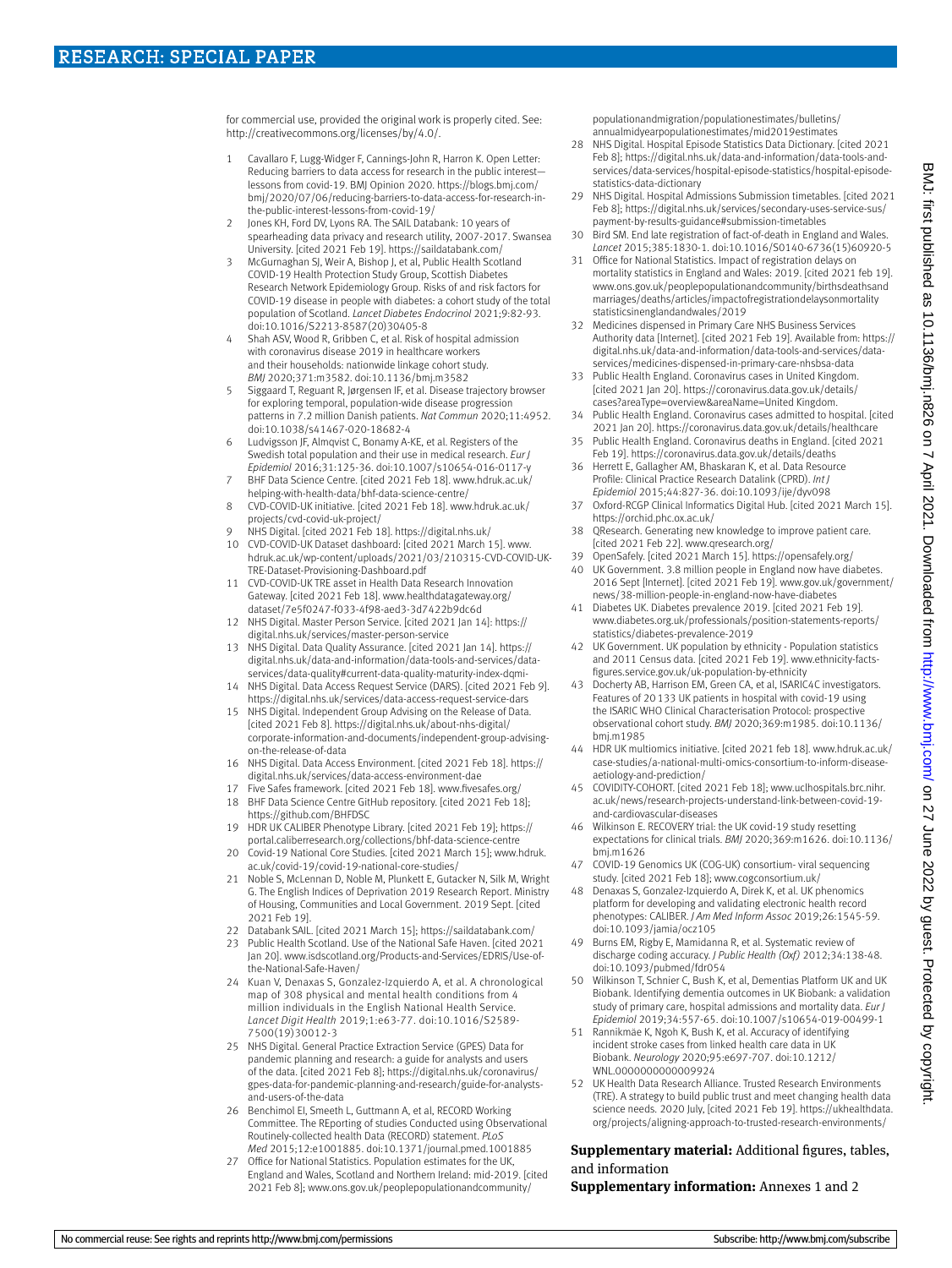for commercial use, provided the original work is properly cited. See: http://creativecommons.org/licenses/by/4.0/.

1. Cavallaro F, Lugg-Widger F, Cannings-John R, Harron K. Open Letter: Reducing barriers to data access for research in the public interest—lessons from covid-19. BMJ Opinion 2020. https://blogs.bmj.com/bmj/2020/07/06/reducing-barriers-to-data-access-for-research-in-the-public-interest-lessons-from-covid-19/
2. Jones KH, Ford DV, Lyons RA. The SAIL Databank: 10 years of spearheading data privacy and research utility, 2007-2017. Swansea University. [cited 2021 Feb 19]. https://saildatabank.com/
3. McGurnaghan SJ, Weir A, Bishop J, et al, Public Health Scotland COVID-19 Health Protection Study Group, Scottish Diabetes Research Network Epidemiology Group. Risks of and risk factors for COVID-19 disease in people with diabetes: a cohort study of the total population of Scotland. *Lancet Diabetes Endocrinol* 2021;9:82-93. doi:10.1016/S2213-8587(20)30405-8
4. Shah ASV, Wood R, Gribben C, et al. Risk of hospital admission with coronavirus disease 2019 in healthcare workers and their households: nationwide linkage cohort study. *BMJ* 2020;371:m3582. doi:10.1136/bmj.m3582
5. Siggaard T, Reguant R, Jørgensen IF, et al. Disease trajectory browser for exploring temporal, population-wide disease progression patterns in 7.2 million Danish patients. *Nat Commun* 2020;11:4952. doi:10.1038/s41467-020-18682-4
6. Ludvigsson JF, Almqvist C, Bonamy A-KE, et al. Registers of the Swedish total population and their use in medical research. *Eur J Epidemiol* 2016;31:125-36. doi:10.1007/s10654-016-0117-y
7. BHF Data Science Centre. [cited 2021 Feb 18]. www.hdruk.ac.uk/helping-with-health-data/bhf-data-science-centre/
8. CVD-COVID-UK initiative. [cited 2021 Feb 18]. www.hdruk.ac.uk/projects/cvd-covid-uk-project/
9. NHS Digital. [cited 2021 Feb 18]. https://digital.nhs.uk/
10. CVD-COVID-UK Dataset dashboard: [cited 2021 March 15]. www.hdruk.ac.uk/wp-content/uploads/2021/03/210315-CVD-COVID-UK-TRE-Dataset-Provisioning-Dashboard.pdf
11. CVD-COVID-UK TRE asset in Health Data Research Innovation Gateway. [cited 2021 Feb 18]. www.healthdatagateway.org/dataset/7e5f0247-f033-4f98-aed3-3d7422b9dc6d
12. NHS Digital. Master Person Service. [cited 2021 Jan 14]: https://digital.nhs.uk/services/master-person-service
13. NHS Digital. Data Quality Assurance. [cited 2021 Jan 14]. https://digital.nhs.uk/data-and-information/data-tools-and-services/data-services/data-quality#current-data-quality-maturity-index-dqmi-
14. NHS Digital. Data Access Request Service (DARS). [cited 2021 Feb 9]. https://digital.nhs.uk/services/data-access-request-service-dars
15. NHS Digital. Independent Group Advising on the Release of Data. [cited 2021 Feb 8]. https://digital.nhs.uk/about-nhs-digital/corporate-information-and-documents/independent-group-advising-on-the-release-of-data
16. NHS Digital. Data Access Environment. [cited 2021 Feb 18]. https://digital.nhs.uk/services/data-access-environment-dae
17. Five Safes framework. [cited 2021 Feb 18]. www.fivesafes.org/
18. BHF Data Science Centre GitHub repository. [cited 2021 Feb 18]; https://github.com/BHFDSC
19. HDR UK CALIBER Phenotype Library. [cited 2021 Feb 19]; https://portal.caliberresearch.org/collections/bhf-data-science-centre
20. Covid-19 National Core Studies. [cited 2021 March 15]; www.hdruk.ac.uk/covid-19/covid-19-national-core-studies/
21. Noble S, McLennan D, Noble M, Plunkett E, Gutacker N, Silk M, Wright G. The English Indices of Deprivation 2019 Research Report. Ministry of Housing, Communities and Local Government. 2019 Sept. [cited 2021 Feb 19].
22. Databank SAIL. [cited 2021 March 15]; https://saildatabank.com/
23. Public Health Scotland. Use of the National Safe Haven. [cited 2021 Jan 20]. www.isdscotland.org/Products-and-Services/EDRIS/Use-of-the-National-Safe-Haven/
24. Kuan V, Denaxas S, Gonzalez-Izquierdo A, et al. A chronological map of 308 physical and mental health conditions from 4 million individuals in the English National Health Service. *Lancet Digit Health* 2019;1:e63-77. doi:10.1016/S2589-7500(19)30012-3
25. NHS Digital. General Practice Extraction Service (GPES) Data for pandemic planning and research: a guide for analysts and users of the data. [cited 2021 Feb 8]; https://digital.nhs.uk/coronavirus/gpes-data-for-pandemic-planning-and-research/guide-for-analysts-and-users-of-the-data
26. Benchimol EI, Smeeth L, Guttmann A, et al, RECORD Working Committee. The REporting of studies Conducted using Observational Routinely-collected health Data (RECORD) statement. *PLoS Med* 2015;12:e1001885. doi:10.1371/journal.pmed.1001885
27. Office for National Statistics. Population estimates for the UK, England and Wales, Scotland and Northern Ireland: mid-2019. [cited 2021 Feb 8]; www.ons.gov.uk/peoplepopulationandcommunity/populationandmigration/populationestimates/bulletins/annualmidyearpopulationestimates/mid2019estimates
28. NHS Digital. Hospital Episode Statistics Data Dictionary. [cited 2021 Feb 8]; https://digital.nhs.uk/data-and-information/data-tools-and-services/data-services/hospital-episode-statistics/hospital-episode-statistics-data-dictionary
29. NHS Digital. Hospital Admissions Submission timetables. [cited 2021 Feb 8]; https://digital.nhs.uk/services/secondary-uses-service-sus/payment-by-results-guidance#submission-timetables
30. Bird SM. End late registration of fact-of-death in England and Wales. *Lancet* 2015;385:1830-1. doi:10.1016/S0140-6736(15)60920-5
31. Office for National Statistics. Impact of registration delays on mortality statistics in England and Wales: 2019. [cited 2021 feb 19]. www.ons.gov.uk/peoplepopulationandcommunity/birthsdeathsandmarriages/deaths/articles/impactofregistrationdelaysonmortalitystatisticsinenglandandwales/2019
32. Medicines dispensed in Primary Care NHS Business Services Authority data [Internet]. [cited 2021 Feb 19]. Available from: https://digital.nhs.uk/data-and-information/data-tools-and-services/data-services/medicines-dispensed-in-primary-care-nhsbsa-data
33. Public Health England. Coronavirus cases in United Kingdom. [cited 2021 Jan 20]. https://coronavirus.data.gov.uk/details/cases?areaType=overview&areaName=United Kingdom.
34. Public Health England. Coronavirus cases admitted to hospital. [cited 2021 Jan 20]. https://coronavirus.data.gov.uk/details/healthcare
35. Public Health England. Coronavirus deaths in England. [cited 2021 Feb 19]. https://coronavirus.data.gov.uk/details/deaths
36. Herrett E, Gallagher AM, Bhaskaran K, et al. Data Resource Profile: Clinical Practice Research Datalink (CPRD). *Int J Epidemiol* 2015;44:827-36. doi:10.1093/ije/dyv098
37. Oxford-RCGP Clinical Informatics Digital Hub. [cited 2021 March 15]. https://orchid.phc.ox.ac.uk/
38. QResearch. Generating new knowledge to improve patient care. [cited 2021 Feb 22]. www.qresearch.org/
39. OpenSafely. [cited 2021 March 15]. https://opensafely.org/
40. UK Government. 3.8 million people in England now have diabetes. 2016 Sept [Internet]. [cited 2021 Feb 19]. www.gov.uk/government/news/38-million-people-in-england-now-have-diabetes
41. Diabetes UK. Diabetes prevalence 2019. [cited 2021 Feb 19]. www.diabetes.org.uk/professionals/position-statements-reports/statistics/diabetes-prevalence-2019
42. UK Government. UK population by ethnicity - Population statistics and 2011 Census data. [cited 2021 Feb 19]. www.ethnicity-facts-figures.service.gov.uk/uk-population-by-ethnicity
43. Docherty AB, Harrison EM, Green CA, et al, ISARIC4C investigators. Features of 20 133 UK patients in hospital with covid-19 using the ISARIC WHO Clinical Characterisation Protocol: prospective observational cohort study. *BMJ* 2020;369:m1985. doi:10.1136/bmj.m1985
44. HDR UK multiomics initiative. [cited 2021 feb 18]. www.hdruk.ac.uk/case-studies/a-national-multi-omics-consortium-to-inform-disease-aetiology-and-prediction/
45. COVIDITY-COHORT. [cited 2021 Feb 18]; www.uclhospitals.brc.nihr.ac.uk/news/research-projects-understand-link-between-covid-19-and-cardiovascular-diseases
46. Wilkinson E. RECOVERY trial: the UK covid-19 study resetting expectations for clinical trials. *BMJ* 2020;369:m1626. doi:10.1136/bmj.m1626
47. COVID-19 Genomics UK (COG-UK) consortium- viral sequencing study. [cited 2021 Feb 18]; www.cogconsortium.uk/
48. Denaxas S, Gonzalez-Izquierdo A, Direk K, et al. UK phenomics platform for developing and validating electronic health record phenotypes: CALIBER. *J Am Med Inform Assoc* 2019;26:1545-59. doi:10.1093/jamia/ocz105
49. Burns EM, Rigby E, Mamidanna R, et al. Systematic review of discharge coding accuracy. *J Public Health (Oxf)* 2012;34:138-48. doi:10.1093/pubmed/fdr054
50. Wilkinson T, Schnier C, Bush K, et al, Dementias Platform UK and UK Biobank. Identifying dementia outcomes in UK Biobank: a validation study of primary care, hospital admissions and mortality data. *Eur J Epidemiol* 2019;34:557-65. doi:10.1007/s10654-019-00499-1
51. Rannikmäe K, Ngoh K, Bush K, et al. Accuracy of identifying incident stroke cases from linked health care data in UK Biobank. *Neurology* 2020;95:e697-707. doi:10.1212/WNL.0000000000009924
52. UK Health Data Research Alliance. Trusted Research Environments (TRE). A strategy to build public trust and meet changing health data science needs. 2020 July, [cited 2021 Feb 19]. https://ukhealthdata.org/projects/aligning-approach-to-trusted-research-environments/

**Supplementary material:** Additional figures, tables, and information

**Supplementary information:** Annexes 1 and 2